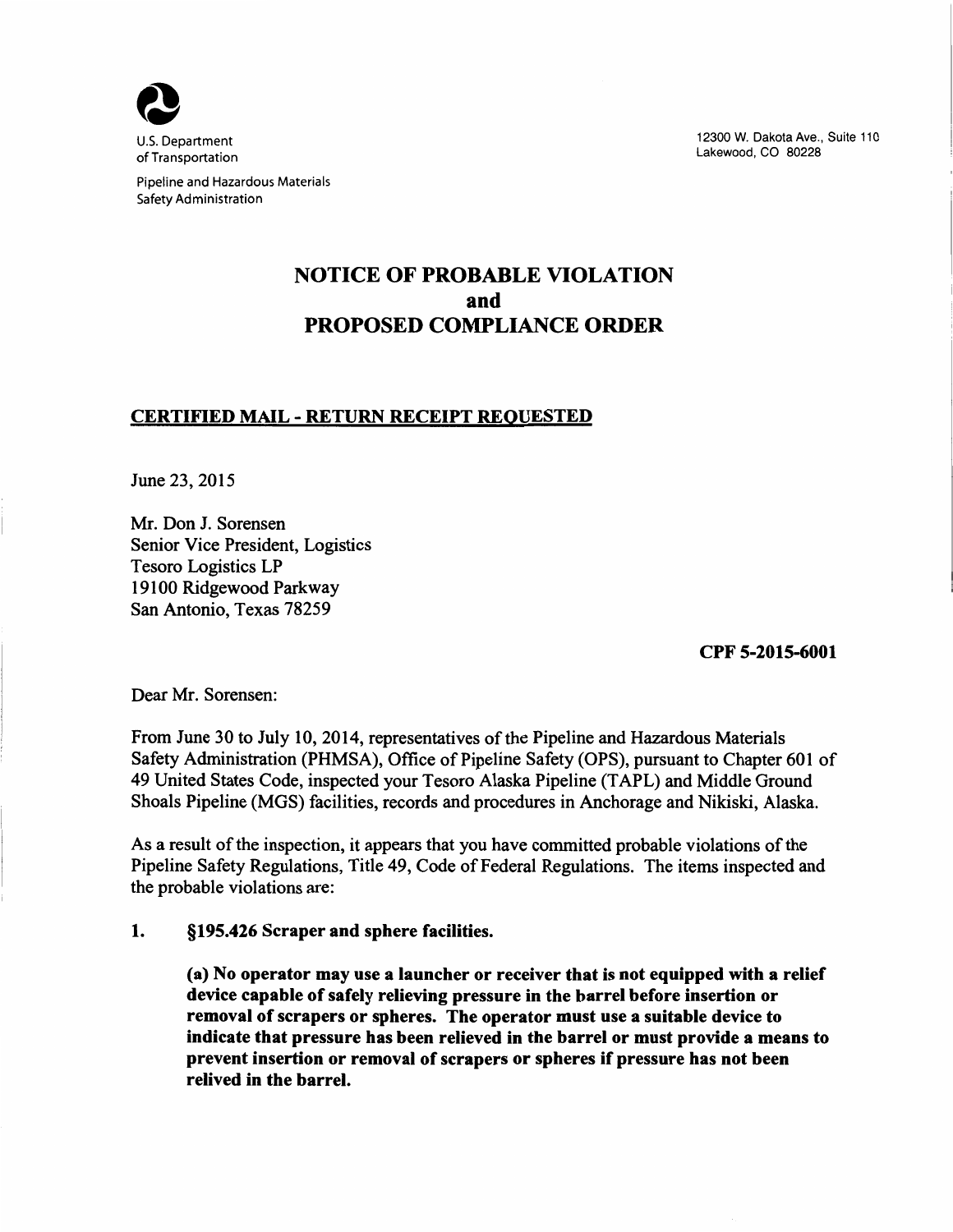U.S. Department of Transportation

Pipeline and Hazardous Materials Safety Administration

12300 W. Dakota Ave., Suite 110
Lakewood, CO 80228

# NOTICE OF PROBABLE VIOLATION and PROPOSED COMPLIANCE ORDER

**CERTIFIED MAIL - RETURN RECEIPT REQUESTED**

June 23, 2015

Mr. Don J. Sorensen
Senior Vice President, Logistics
Tesoro Logistics LP
19100 Ridgewood Parkway
San Antonio, Texas 78259

**CPF 5-2015-6001**

Dear Mr. Sorensen:

From June 30 to July 10, 2014, representatives of the Pipeline and Hazardous Materials Safety Administration (PHMSA), Office of Pipeline Safety (OPS), pursuant to Chapter 601 of 49 United States Code, inspected your Tesoro Alaska Pipeline (TAPL) and Middle Ground Shoals Pipeline (MGS) facilities, records and procedures in Anchorage and Nikiski, Alaska.

As a result of the inspection, it appears that you have committed probable violations of the Pipeline Safety Regulations, Title 49, Code of Federal Regulations. The items inspected and the probable violations are:

1. **§195.426 Scraper and sphere facilities.**

   **(a) No operator may use a launcher or receiver that is not equipped with a relief device capable of safely relieving pressure in the barrel before insertion or removal of scrapers or spheres. The operator must use a suitable device to indicate that pressure has been relieved in the barrel or must provide a means to prevent insertion or removal of scrapers or spheres if pressure has not been relived in the barrel.**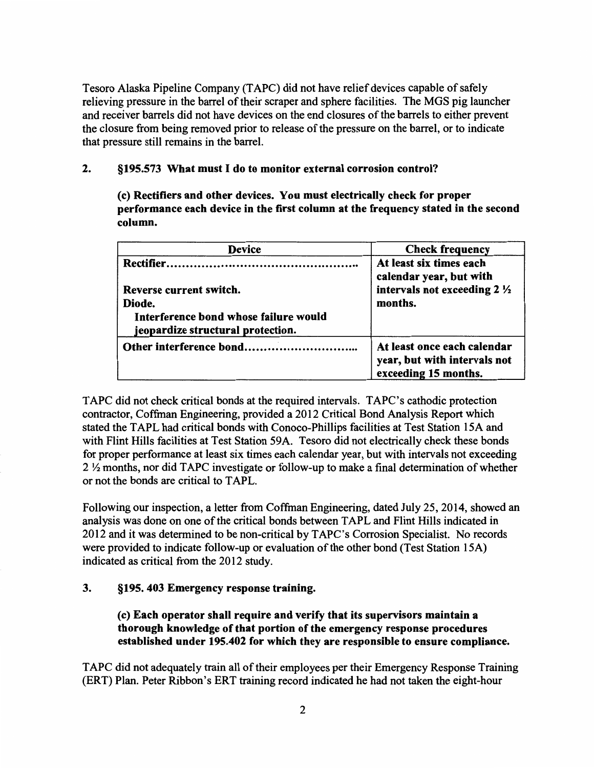Tesoro Alaska Pipeline Company (TAPC) did not have relief devices capable of safely relieving pressure in the barrel of their scraper and sphere facilities. The MGS pig launcher and receiver barrels did not have devices on the end closures of the barrels to either prevent the closure from being removed prior to release of the pressure on the barrel, or to indicate that pressure still remains in the barrel.

## 2. §195.573 What must I do to monitor external corrosion control?

**(c) Rectifiers and other devices. You must electrically check for proper performance each device in the first column at the frequency stated in the second column.**

| Device | Check frequency |
| --- | --- |
| **Rectifier..............................................**<br><br>**Reverse current switch.**<br>**Diode.**<br>**Interference bond whose failure would jeopardize structural protection.** | **At least six times each calendar year, but with intervals not exceeding 2 ½ months.** |
| **Other interference bond.............................** | **At least once each calendar year, but with intervals not exceeding 15 months.** |

TAPC did not check critical bonds at the required intervals. TAPC's cathodic protection contractor, Coffman Engineering, provided a 2012 Critical Bond Analysis Report which stated the TAPL had critical bonds with Conoco-Phillips facilities at Test Station 15A and with Flint Hills facilities at Test Station 59A. Tesoro did not electrically check these bonds for proper performance at least six times each calendar year, but with intervals not exceeding 2 ½ months, nor did TAPC investigate or follow-up to make a final determination of whether or not the bonds are critical to TAPL.

Following our inspection, a letter from Coffman Engineering, dated July 25, 2014, showed an analysis was done on one of the critical bonds between TAPL and Flint Hills indicated in 2012 and it was determined to be non-critical by TAPC's Corrosion Specialist. No records were provided to indicate follow-up or evaluation of the other bond (Test Station 15A) indicated as critical from the 2012 study.

## 3. §195. 403 Emergency response training.

**(c) Each operator shall require and verify that its supervisors maintain a thorough knowledge of that portion of the emergency response procedures established under 195.402 for which they are responsible to ensure compliance.**

TAPC did not adequately train all of their employees per their Emergency Response Training (ERT) Plan. Peter Ribbon's ERT training record indicated he had not taken the eight-hour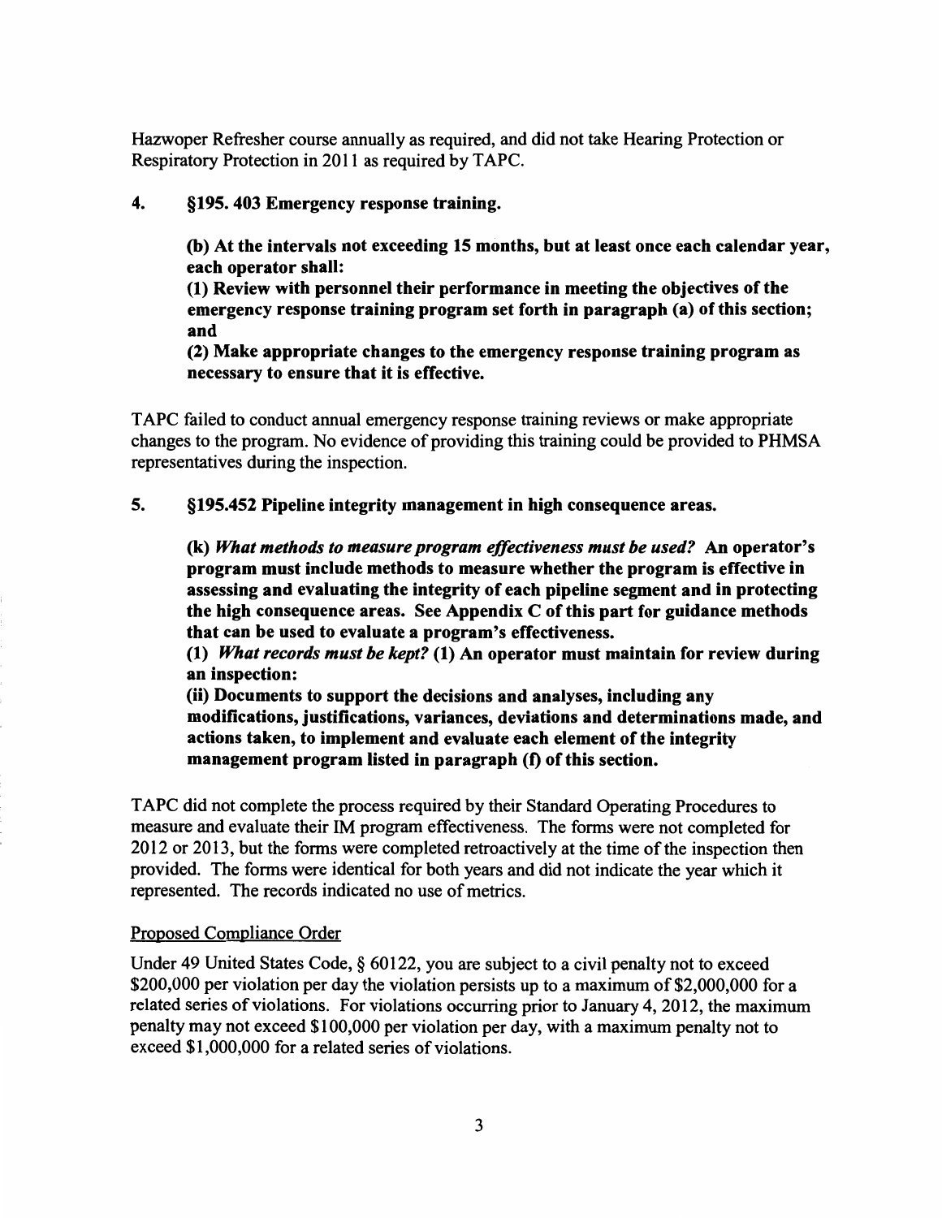Hazwoper Refresher course annually as required, and did not take Hearing Protection or Respiratory Protection in 2011 as required by TAPC.

**4. §195. 403 Emergency response training.**

> **(b) At the intervals not exceeding 15 months, but at least once each calendar year, each operator shall:**
> **(1) Review with personnel their performance in meeting the objectives of the emergency response training program set forth in paragraph (a) of this section; and**
> **(2) Make appropriate changes to the emergency response training program as necessary to ensure that it is effective.**

TAPC failed to conduct annual emergency response training reviews or make appropriate changes to the program. No evidence of providing this training could be provided to PHMSA representatives during the inspection.

**5. §195.452 Pipeline integrity management in high consequence areas.**

> **(k) *What methods to measure program effectiveness must be used?* An operator's program must include methods to measure whether the program is effective in assessing and evaluating the integrity of each pipeline segment and in protecting the high consequence areas. See Appendix C of this part for guidance methods that can be used to evaluate a program's effectiveness.**
> **(1) *What records must be kept?* (1) An operator must maintain for review during an inspection:**
> **(ii) Documents to support the decisions and analyses, including any modifications, justifications, variances, deviations and determinations made, and actions taken, to implement and evaluate each element of the integrity management program listed in paragraph (f) of this section.**

TAPC did not complete the process required by their Standard Operating Procedures to measure and evaluate their IM program effectiveness. The forms were not completed for 2012 or 2013, but the forms were completed retroactively at the time of the inspection then provided. The forms were identical for both years and did not indicate the year which it represented. The records indicated no use of metrics.

<u>Proposed Compliance Order</u>

Under 49 United States Code, § 60122, you are subject to a civil penalty not to exceed $200,000 per violation per day the violation persists up to a maximum of $2,000,000 for a related series of violations. For violations occurring prior to January 4, 2012, the maximum penalty may not exceed $100,000 per violation per day, with a maximum penalty not to exceed $1,000,000 for a related series of violations.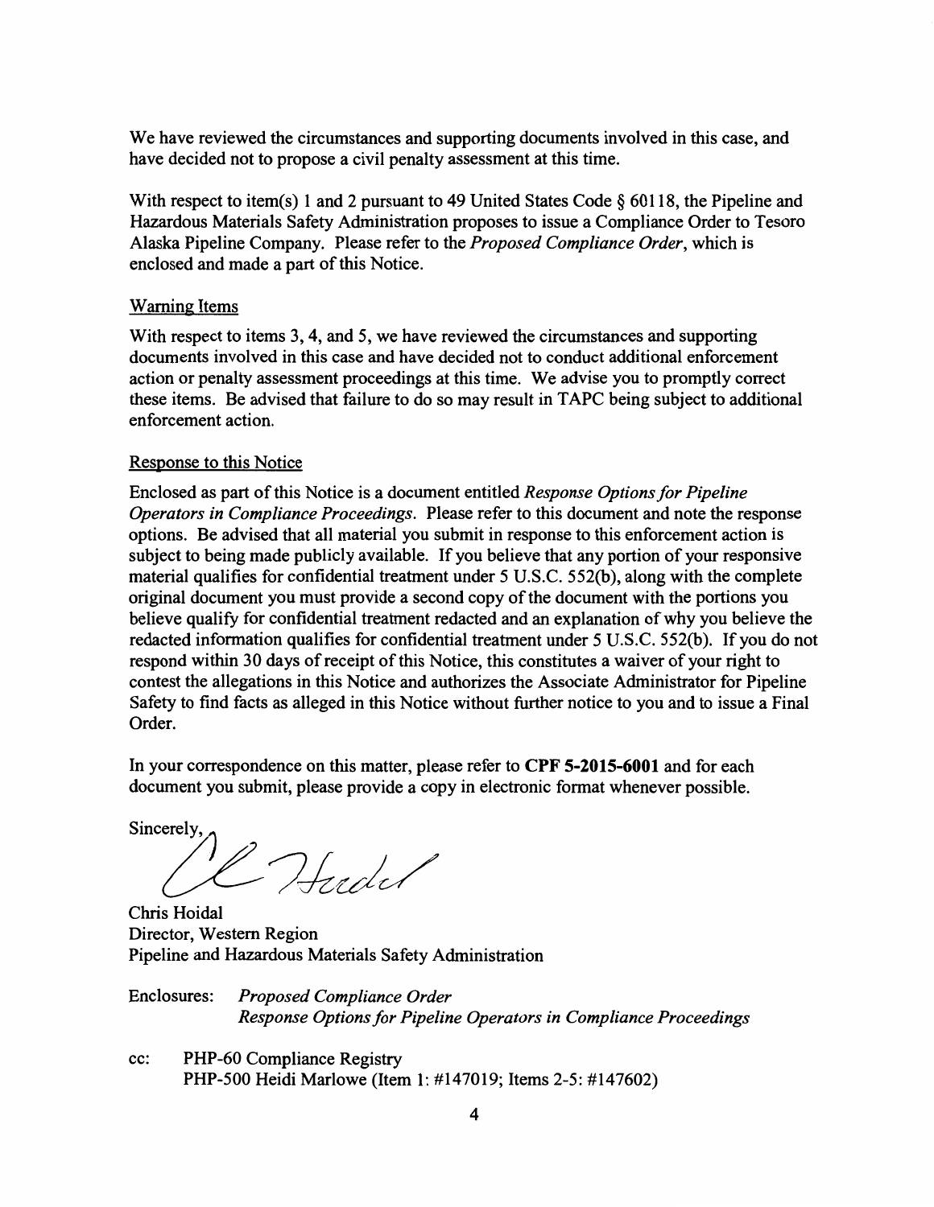We have reviewed the circumstances and supporting documents involved in this case, and have decided not to propose a civil penalty assessment at this time.

With respect to item(s) 1 and 2 pursuant to 49 United States Code § 60118, the Pipeline and Hazardous Materials Safety Administration proposes to issue a Compliance Order to Tesoro Alaska Pipeline Company. Please refer to the *Proposed Compliance Order*, which is enclosed and made a part of this Notice.

## Warning Items

With respect to items 3, 4, and 5, we have reviewed the circumstances and supporting documents involved in this case and have decided not to conduct additional enforcement action or penalty assessment proceedings at this time. We advise you to promptly correct these items. Be advised that failure to do so may result in TAPC being subject to additional enforcement action.

## Response to this Notice

Enclosed as part of this Notice is a document entitled *Response Options for Pipeline Operators in Compliance Proceedings*. Please refer to this document and note the response options. Be advised that all material you submit in response to this enforcement action is subject to being made publicly available. If you believe that any portion of your responsive material qualifies for confidential treatment under 5 U.S.C. 552(b), along with the complete original document you must provide a second copy of the document with the portions you believe qualify for confidential treatment redacted and an explanation of why you believe the redacted information qualifies for confidential treatment under 5 U.S.C. 552(b). If you do not respond within 30 days of receipt of this Notice, this constitutes a waiver of your right to contest the allegations in this Notice and authorizes the Associate Administrator for Pipeline Safety to find facts as alleged in this Notice without further notice to you and to issue a Final Order.

In your correspondence on this matter, please refer to **CPF 5-2015-6001** and for each document you submit, please provide a copy in electronic format whenever possible.

Sincerely,

Chris Hoidal
Director, Western Region
Pipeline and Hazardous Materials Safety Administration

Enclosures: *Proposed Compliance Order*
*Response Options for Pipeline Operators in Compliance Proceedings*

cc: PHP-60 Compliance Registry
PHP-500 Heidi Marlowe (Item 1: #147019; Items 2-5: #147602)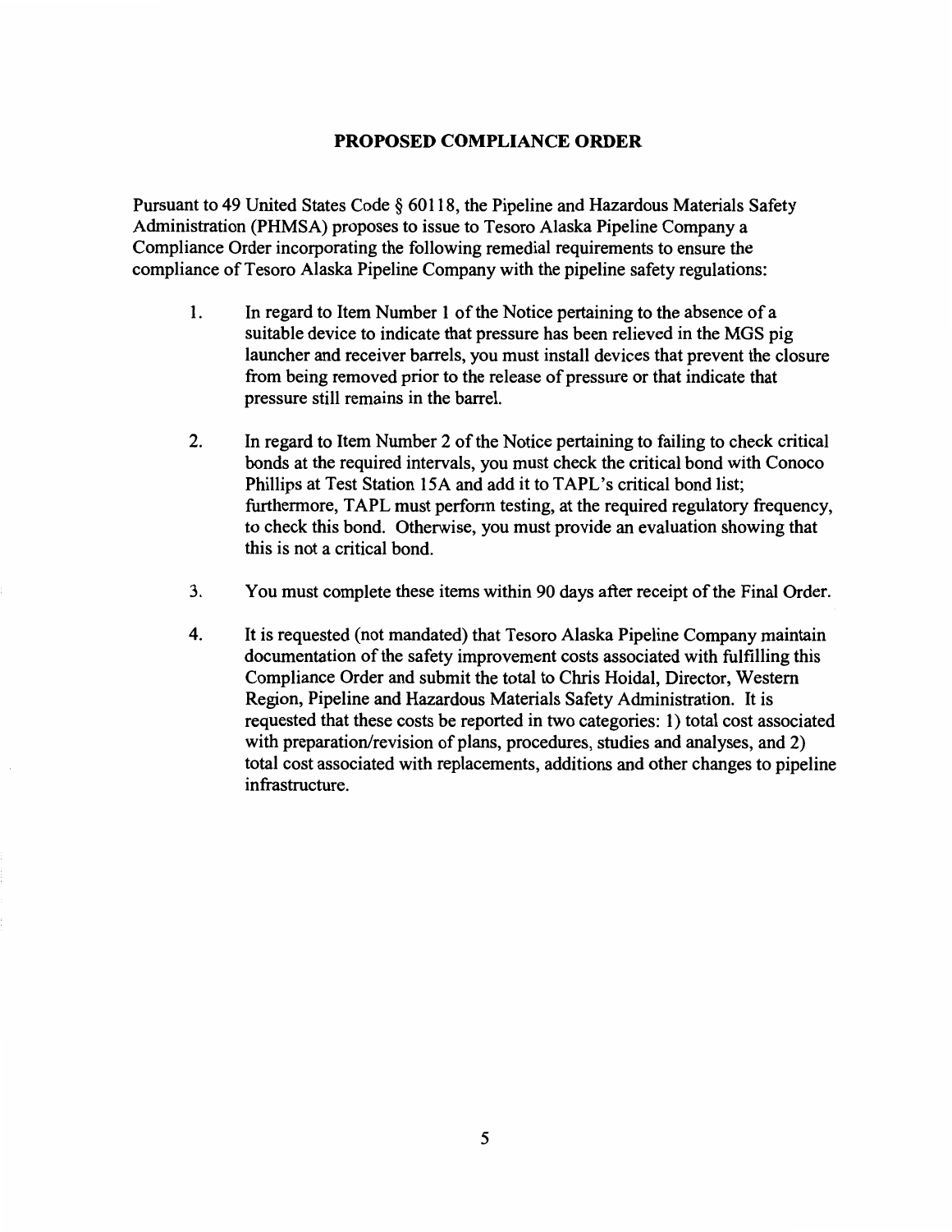## PROPOSED COMPLIANCE ORDER

Pursuant to 49 United States Code § 60118, the Pipeline and Hazardous Materials Safety Administration (PHMSA) proposes to issue to Tesoro Alaska Pipeline Company a Compliance Order incorporating the following remedial requirements to ensure the compliance of Tesoro Alaska Pipeline Company with the pipeline safety regulations:

1. In regard to Item Number 1 of the Notice pertaining to the absence of a suitable device to indicate that pressure has been relieved in the MGS pig launcher and receiver barrels, you must install devices that prevent the closure from being removed prior to the release of pressure or that indicate that pressure still remains in the barrel.

2. In regard to Item Number 2 of the Notice pertaining to failing to check critical bonds at the required intervals, you must check the critical bond with Conoco Phillips at Test Station 15A and add it to TAPL's critical bond list; furthermore, TAPL must perform testing, at the required regulatory frequency, to check this bond. Otherwise, you must provide an evaluation showing that this is not a critical bond.

3. You must complete these items within 90 days after receipt of the Final Order.

4. It is requested (not mandated) that Tesoro Alaska Pipeline Company maintain documentation of the safety improvement costs associated with fulfilling this Compliance Order and submit the total to Chris Hoidal, Director, Western Region, Pipeline and Hazardous Materials Safety Administration. It is requested that these costs be reported in two categories: 1) total cost associated with preparation/revision of plans, procedures, studies and analyses, and 2) total cost associated with replacements, additions and other changes to pipeline infrastructure.